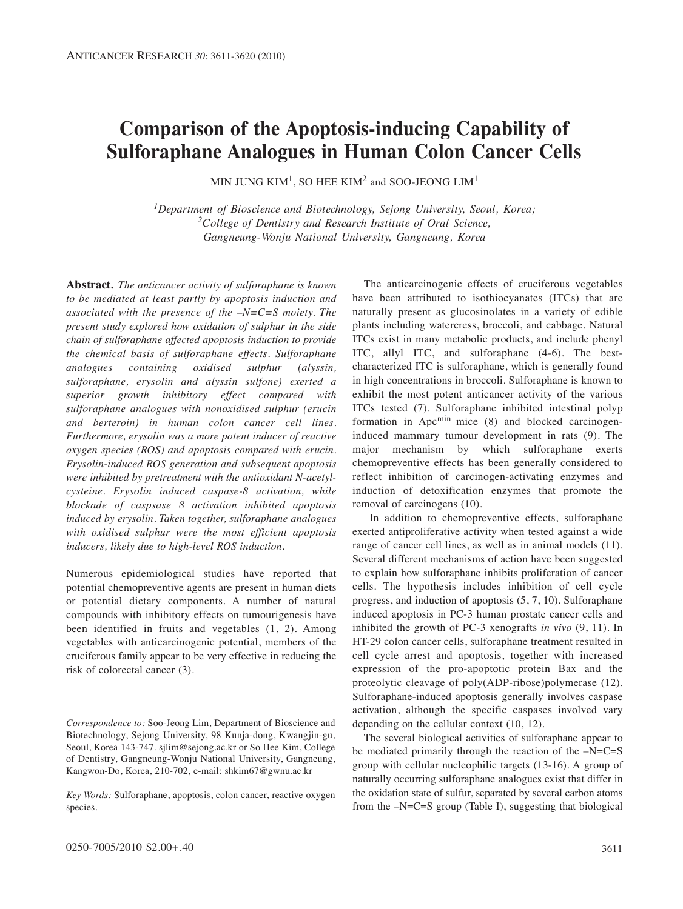# Comparison of the Apoptosis-inducing Capability of Sulforaphane Analogues in Human Colon Cancer Cells

MIN JUNG KIM[1], SO HEE KIM[2] and SOO-JEONG LIM[1]

[1]*Department of Bioscience and Biotechnology, Sejong University, Seoul, Korea;*
[2]*College of Dentistry and Research Institute of Oral Science, Gangneung-Wonju National University, Gangneung, Korea*

**Abstract.** *The anticancer activity of sulforaphane is known to be mediated at least partly by apoptosis induction and associated with the presence of the –N=C=S moiety. The present study explored how oxidation of sulphur in the side chain of sulforaphane affected apoptosis induction to provide the chemical basis of sulforaphane effects. Sulforaphane analogues containing oxidised sulphur (alyssin, sulforaphane, erysolin and alyssin sulfone) exerted a superior growth inhibitory effect compared with sulforaphane analogues with nonoxidised sulphur (erucin and berteroin) in human colon cancer cell lines. Furthermore, erysolin was a more potent inducer of reactive oxygen species (ROS) and apoptosis compared with erucin. Erysolin-induced ROS generation and subsequent apoptosis were inhibited by pretreatment with the antioxidant N-acetyl-cysteine. Erysolin induced caspase-8 activation, while blockade of caspsase 8 activation inhibited apoptosis induced by erysolin. Taken together, sulforaphane analogues with oxidised sulphur were the most efficient apoptosis inducers, likely due to high-level ROS induction.*

Numerous epidemiological studies have reported that potential chemopreventive agents are present in human diets or potential dietary components. A number of natural compounds with inhibitory effects on tumourigenesis have been identified in fruits and vegetables (1, 2). Among vegetables with anticarcinogenic potential, members of the cruciferous family appear to be very effective in reducing the risk of colorectal cancer (3).

*Correspondence to:* Soo-Jeong Lim, Department of Bioscience and Biotechnology, Sejong University, 98 Kunja-dong, Kwangjin-gu, Seoul, Korea 143-747. sjlim@sejong.ac.kr or So Hee Kim, College of Dentistry, Gangneung-Wonju National University, Gangneung, Kangwon-Do, Korea, 210-702, e-mail: shkim67@gwnu.ac.kr

*Key Words:* Sulforaphane, apoptosis, colon cancer, reactive oxygen species.

The anticarcinogenic effects of cruciferous vegetables have been attributed to isothiocyanates (ITCs) that are naturally present as glucosinolates in a variety of edible plants including watercress, broccoli, and cabbage. Natural ITCs exist in many metabolic products, and include phenyl ITC, allyl ITC, and sulforaphane (4-6). The best-characterized ITC is sulforaphane, which is generally found in high concentrations in broccoli. Sulforaphane is known to exhibit the most potent anticancer activity of the various ITCs tested (7). Sulforaphane inhibited intestinal polyp formation in Apc$^{min}$ mice (8) and blocked carcinogen-induced mammary tumour development in rats (9). The major mechanism by which sulforaphane exerts chemopreventive effects has been generally considered to reflect inhibition of carcinogen-activating enzymes and induction of detoxification enzymes that promote the removal of carcinogens (10).

In addition to chemopreventive effects, sulforaphane exerted antiproliferative activity when tested against a wide range of cancer cell lines, as well as in animal models (11). Several different mechanisms of action have been suggested to explain how sulforaphane inhibits proliferation of cancer cells. The hypothesis includes inhibition of cell cycle progress, and induction of apoptosis (5, 7, 10). Sulforaphane induced apoptosis in PC-3 human prostate cancer cells and inhibited the growth of PC-3 xenografts *in vivo* (9, 11). In HT-29 colon cancer cells, sulforaphane treatment resulted in cell cycle arrest and apoptosis, together with increased expression of the pro-apoptotic protein Bax and the proteolytic cleavage of poly(ADP-ribose)polymerase (12). Sulforaphane-induced apoptosis generally involves caspase activation, although the specific caspases involved vary depending on the cellular context (10, 12).

The several biological activities of sulforaphane appear to be mediated primarily through the reaction of the –N=C=S group with cellular nucleophilic targets (13-16). A group of naturally occurring sulforaphane analogues exist that differ in the oxidation state of sulfur, separated by several carbon atoms from the –N=C=S group (Table I), suggesting that biological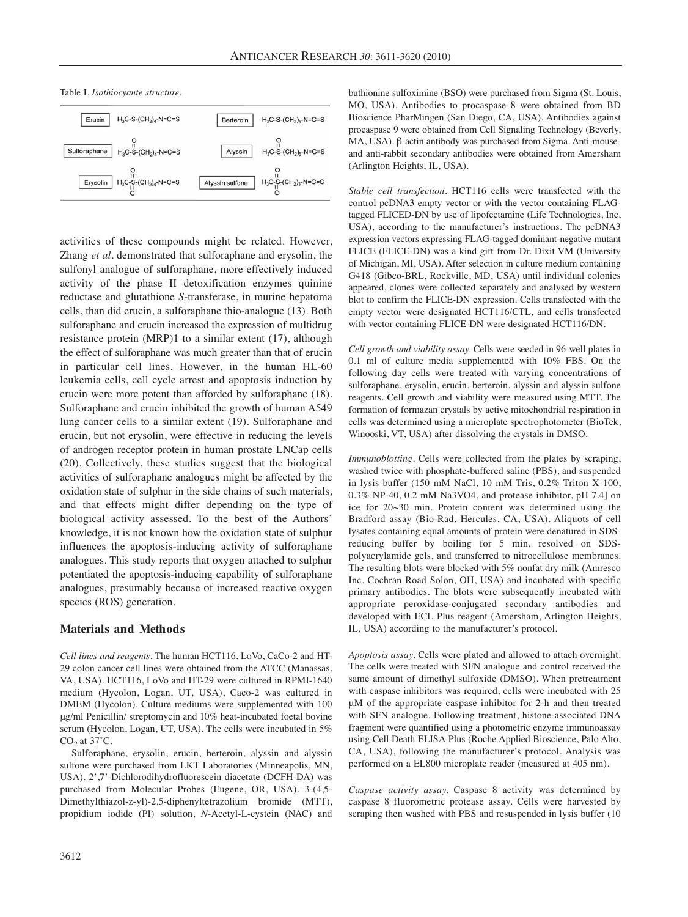Table I. *Isothiocyante structure*.

| Compound | Structure | Compound | Structure |
|---|---|---|---|
| Erucin | $H_3C\text{-}S\text{-}(CH_2)_4\text{-}N{=}C{=}S$ | Berteroin | $H_3C\text{-}S\text{-}(CH_2)_5\text{-}N{=}C{=}S$ |
| Sulforaphane | $H_3C\text{-}S(=O)\text{-}(CH_2)_4\text{-}N{=}C{=}S$ | Alyssin | $H_3C\text{-}S(=O)\text{-}(CH_2)_5\text{-}N{=}C{=}S$ |
| Erysolin | $H_3C\text{-}S(=O)_2\text{-}(CH_2)_4\text{-}N{=}C{=}S$ | Alyssin sulfone | $H_3C\text{-}S(=O)_2\text{-}(CH_2)_5\text{-}N{=}C{=}S$ |

activities of these compounds might be related. However, Zhang *et al*. demonstrated that sulforaphane and erysolin, the sulfonyl analogue of sulforaphane, more effectively induced activity of the phase II detoxification enzymes quinine reductase and glutathione *S*-transferase, in murine hepatoma cells, than did erucin, a sulforaphane thio-analogue (13). Both sulforaphane and erucin increased the expression of multidrug resistance protein (MRP)1 to a similar extent (17), although the effect of sulforaphane was much greater than that of erucin in particular cell lines. However, in the human HL-60 leukemia cells, cell cycle arrest and apoptosis induction by erucin were more potent than afforded by sulforaphane (18). Sulforaphane and erucin inhibited the growth of human A549 lung cancer cells to a similar extent (19). Sulforaphane and erucin, but not erysolin, were effective in reducing the levels of androgen receptor protein in human prostate LNCap cells (20). Collectively, these studies suggest that the biological activities of sulforaphane analogues might be affected by the oxidation state of sulphur in the side chains of such materials, and that effects might differ depending on the type of biological activity assessed. To the best of the Authors' knowledge, it is not known how the oxidation state of sulphur influences the apoptosis-inducing activity of sulforaphane analogues. This study reports that oxygen attached to sulphur potentiated the apoptosis-inducing capability of sulforaphane analogues, presumably because of increased reactive oxygen species (ROS) generation.

## Materials and Methods

*Cell lines and reagents*. The human HCT116, LoVo, CaCo-2 and HT-29 colon cancer cell lines were obtained from the ATCC (Manassas, VA, USA). HCT116, LoVo and HT-29 were cultured in RPMI-1640 medium (Hycolon, Logan, UT, USA), Caco-2 was cultured in DMEM (Hycolon). Culture mediums were supplemented with 100 μg/ml Penicillin/ streptomycin and 10% heat-incubated foetal bovine serum (Hycolon, Logan, UT, USA). The cells were incubated in 5% $CO_2$ at 37˚C.

Sulforaphane, erysolin, erucin, berteroin, alyssin and alyssin sulfone were purchased from LKT Laboratories (Minneapolis, MN, USA). 2',7'-Dichlorodihydrofluorescein diacetate (DCFH-DA) was purchased from Molecular Probes (Eugene, OR, USA). 3-(4,5-Dimethylthiazol-z-yl)-2,5-diphenyltetrazolium bromide (MTT), propidium iodide (PI) solution, *N*-Acetyl-L-cystein (NAC) and buthionine sulfoximine (BSO) were purchased from Sigma (St. Louis, MO, USA). Antibodies to procaspase 8 were obtained from BD Bioscience PharMingen (San Diego, CA, USA). Antibodies against procaspase 9 were obtained from Cell Signaling Technology (Beverly, MA, USA). β-actin antibody was purchased from Sigma. Anti-mouse- and anti-rabbit secondary antibodies were obtained from Amersham (Arlington Heights, IL, USA).

*Stable cell transfection*. HCT116 cells were transfected with the control pcDNA3 empty vector or with the vector containing FLAG-tagged FLICED-DN by use of lipofecatmine (Life Technologies, Inc, USA), according to the manufacturer's instructions. The pcDNA3 expression vectors expressing FLAG-tagged dominant-negative mutant FLICE (FLICE-DN) was a kind gift from Dr. Dixit VM (University of Michigan, MI, USA). After selection in culture medium containing G418 (Gibco-BRL, Rockville, MD, USA) until individual colonies appeared, clones were collected separately and analysed by western blot to confirm the FLICE-DN expression. Cells transfected with the empty vector were designated HCT116/CTL, and cells transfected with vector containing FLICE-DN were designated HCT116/DN.

*Cell growth and viability assay*. Cells were seeded in 96-well plates in 0.1 ml of culture media supplemented with 10% FBS. On the following day cells were treated with varying concentrations of sulforaphane, erysolin, erucin, berteroin, alyssin and alyssin sulfone reagents. Cell growth and viability were measured using MTT. The formation of formazan crystals by active mitochondrial respiration in cells was determined using a microplate spectrophotometer (BioTek, Winooski, VT, USA) after dissolving the crystals in DMSO.

*Immunoblotting*. Cells were collected from the plates by scraping, washed twice with phosphate-buffered saline (PBS), and suspended in lysis buffer (150 mM NaCl, 10 mM Tris, 0.2% Triton X-100, 0.3% NP-40, 0.2 mM $Na_3VO_4$, and protease inhibitor, pH 7.4] on ice for 20~30 min. Protein content was determined using the Bradford assay (Bio-Rad, Hercules, CA, USA). Aliquots of cell lysates containing equal amounts of protein were denatured in SDS-reducing buffer by boiling for 5 min, resolved on SDS-polyacrylamide gels, and transferred to nitrocellulose membranes. The resulting blots were blocked with 5% nonfat dry milk (Amresco Inc. Cochran Road Solon, OH, USA) and incubated with specific primary antibodies. The blots were subsequently incubated with appropriate peroxidase-conjugated secondary antibodies and developed with ECL Plus reagent (Amersham, Arlington Heights, IL, USA) according to the manufacturer's protocol.

*Apoptosis assay*. Cells were plated and allowed to attach overnight. The cells were treated with SFN analogue and control received the same amount of dimethyl sulfoxide (DMSO). When pretreatment with caspase inhibitors was required, cells were incubated with 25 μM of the appropriate caspase inhibitor for 2-h and then treated with SFN analogue. Following treatment, histone-associated DNA fragment were quantified using a photometric enzyme immunoassay using Cell Death ELISA Plus (Roche Applied Bioscience, Palo Alto, CA, USA), following the manufacturer's protocol. Analysis was performed on a EL800 microplate reader (measured at 405 nm).

*Caspase activity assay*. Caspase 8 activity was determined by caspase 8 fluorometric protease assay. Cells were harvested by scraping then washed with PBS and resuspended in lysis buffer (10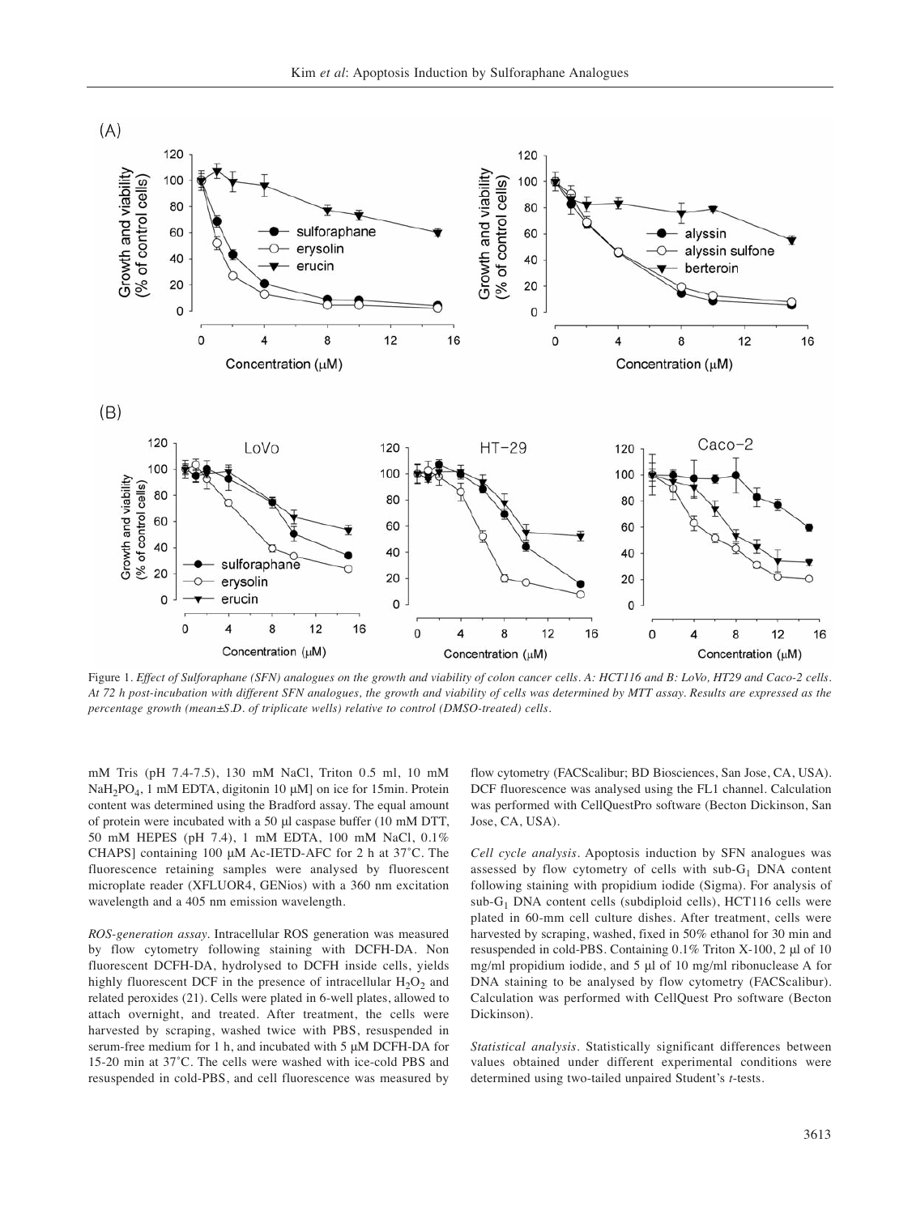Figure 1. *Effect of Sulforaphane (SFN) analogues on the growth and viability of colon cancer cells. A: HCT116 and B: LoVo, HT29 and Caco-2 cells. At 72 h post-incubation with different SFN analogues, the growth and viability of cells was determined by MTT assay. Results are expressed as the percentage growth (mean±S.D. of triplicate wells) relative to control (DMSO-treated) cells.*

mM Tris (pH 7.4-7.5), 130 mM NaCl, Triton 0.5 ml, 10 mM $NaH_2PO_4$, 1 mM EDTA, digitonin 10 μM] on ice for 15min. Protein content was determined using the Bradford assay. The equal amount of protein were incubated with a 50 μl caspase buffer (10 mM DTT, 50 mM HEPES (pH 7.4), 1 mM EDTA, 100 mM NaCl, 0.1% CHAPS] containing 100 μM Ac-IETD-AFC for 2 h at 37˚C. The fluorescence retaining samples were analysed by fluorescent microplate reader (XFLUOR4, GENios) with a 360 nm excitation wavelength and a 405 nm emission wavelength.

*ROS-generation assay.* Intracellular ROS generation was measured by flow cytometry following staining with DCFH-DA. Non fluorescent DCFH-DA, hydrolysed to DCFH inside cells, yields highly fluorescent DCF in the presence of intracellular $H_2O_2$ and related peroxides (21). Cells were plated in 6-well plates, allowed to attach overnight, and treated. After treatment, the cells were harvested by scraping, washed twice with PBS, resuspended in serum-free medium for 1 h, and incubated with 5 μM DCFH-DA for 15-20 min at 37˚C. The cells were washed with ice-cold PBS and resuspended in cold-PBS, and cell fluorescence was measured by flow cytometry (FACScalibur; BD Biosciences, San Jose, CA, USA). DCF fluorescence was analysed using the FL1 channel. Calculation was performed with CellQuestPro software (Becton Dickinson, San Jose, CA, USA).

*Cell cycle analysis.* Apoptosis induction by SFN analogues was assessed by flow cytometry of cells with sub-$G_1$ DNA content following staining with propidium iodide (Sigma). For analysis of sub-$G_1$ DNA content cells (subdiploid cells), HCT116 cells were plated in 60-mm cell culture dishes. After treatment, cells were harvested by scraping, washed, fixed in 50% ethanol for 30 min and resuspended in cold-PBS. Containing 0.1% Triton X-100, 2 μl of 10 mg/ml propidium iodide, and 5 μl of 10 mg/ml ribonuclease A for DNA staining to be analysed by flow cytometry (FACScalibur). Calculation was performed with CellQuest Pro software (Becton Dickinson).

*Statistical analysis.* Statistically significant differences between values obtained under different experimental conditions were determined using two-tailed unpaired Student's *t*-tests.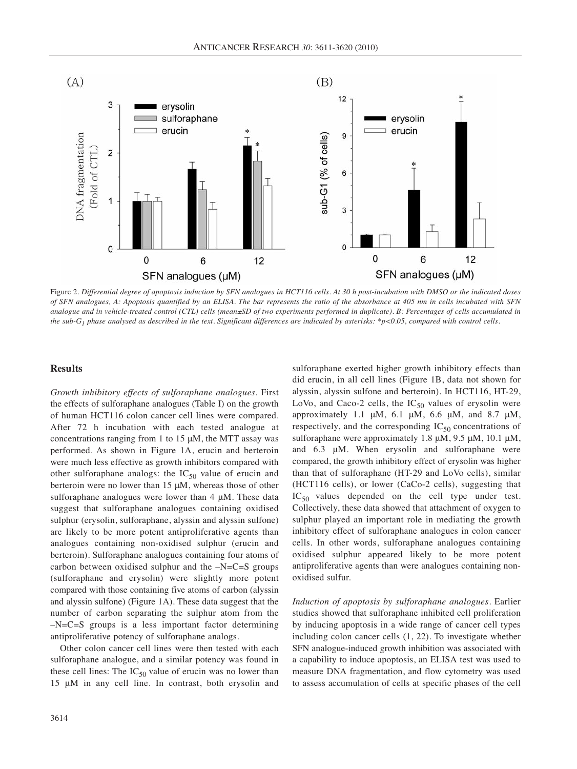Figure 2. *Differential degree of apoptosis induction by SFN analogues in HCT116 cells. At 30 h post-incubation with DMSO or the indicated doses of SFN analogues, A: Apoptosis quantified by an ELISA. The bar represents the ratio of the absorbance at 405 nm in cells incubated with SFN analogue and in vehicle-treated control (CTL) cells (mean±SD of two experiments performed in duplicate). B: Percentages of cells accumulated in the sub-$G_1$ phase analysed as described in the text. Significant differences are indicated by asterisks: *$p<0.05$, compared with control cells.*

## Results

*Growth inhibitory effects of sulforaphane analogues.* First the effects of sulforaphane analogues (Table I) on the growth of human HCT116 colon cancer cell lines were compared. After 72 h incubation with each tested analogue at concentrations ranging from 1 to 15 μM, the MTT assay was performed. As shown in Figure 1A, erucin and berteroin were much less effective as growth inhibitors compared with other sulforaphane analogs: the $IC_{50}$ value of erucin and berteroin were no lower than 15 μM, whereas those of other sulforaphane analogues were lower than 4 μM. These data suggest that sulforaphane analogues containing oxidised sulphur (erysolin, sulforaphane, alyssin and alyssin sulfone) are likely to be more potent antiproliferative agents than analogues containing non-oxidised sulphur (erucin and berteroin). Sulforaphane analogues containing four atoms of carbon between oxidised sulphur and the –N=C=S groups (sulforaphane and erysolin) were slightly more potent compared with those containing five atoms of carbon (alyssin and alyssin sulfone) (Figure 1A). These data suggest that the number of carbon separating the sulphur atom from the –N=C=S groups is a less important factor determining antiproliferative potency of sulforaphane analogs.

Other colon cancer cell lines were then tested with each sulforaphane analogue, and a similar potency was found in these cell lines: The $IC_{50}$ value of erucin was no lower than 15 μM in any cell line. In contrast, both erysolin and sulforaphane exerted higher growth inhibitory effects than did erucin, in all cell lines (Figure 1B, data not shown for alyssin, alyssin sulfone and berteroin). In HCT116, HT-29, LoVo, and Caco-2 cells, the $IC_{50}$ values of erysolin were approximately 1.1 μM, 6.1 μM, 6.6 μM, and 8.7 μM, respectively, and the corresponding $IC_{50}$ concentrations of sulforaphane were approximately 1.8 μM, 9.5 μM, 10.1 μM, and 6.3 μM. When erysolin and sulforaphane were compared, the growth inhibitory effect of erysolin was higher than that of sulforaphane (HT-29 and LoVo cells), similar (HCT116 cells), or lower (CaCo-2 cells), suggesting that $IC_{50}$ values depended on the cell type under test. Collectively, these data showed that attachment of oxygen to sulphur played an important role in mediating the growth inhibitory effect of sulforaphane analogues in colon cancer cells. In other words, sulforaphane analogues containing oxidised sulphur appeared likely to be more potent antiproliferative agents than were analogues containing non-oxidised sulfur.

*Induction of apoptosis by sulforaphane analogues.* Earlier studies showed that sulforaphane inhibited cell proliferation by inducing apoptosis in a wide range of cancer cell types including colon cancer cells (1, 22). To investigate whether SFN analogue-induced growth inhibition was associated with a capability to induce apoptosis, an ELISA test was used to measure DNA fragmentation, and flow cytometry was used to assess accumulation of cells at specific phases of the cell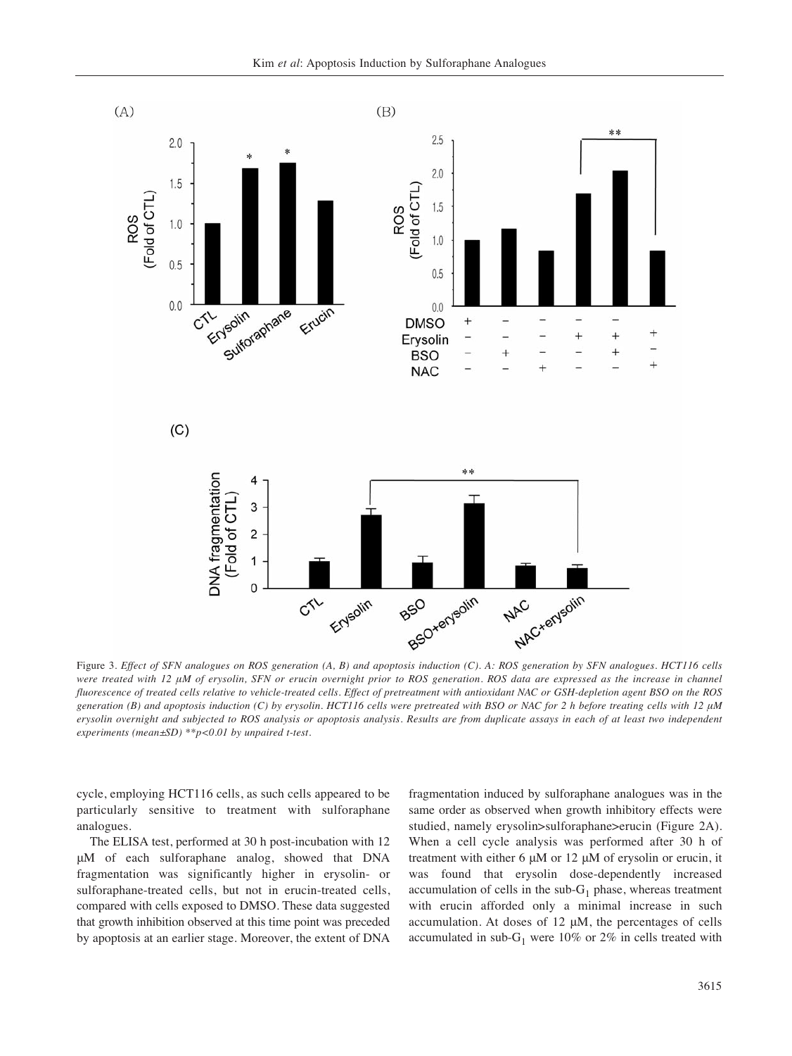Figure 3. *Effect of SFN analogues on ROS generation (A, B) and apoptosis induction (C). A: ROS generation by SFN analogues. HCT116 cells were treated with 12 μM of erysolin, SFN or erucin overnight prior to ROS generation. ROS data are expressed as the increase in channel fluorescence of treated cells relative to vehicle-treated cells. Effect of pretreatment with antioxidant NAC or GSH-depletion agent BSO on the ROS generation (B) and apoptosis induction (C) by erysolin. HCT116 cells were pretreated with BSO or NAC for 2 h before treating cells with 12 μM erysolin overnight and subjected to ROS analysis or apoptosis analysis. Results are from duplicate assays in each of at least two independent experiments (mean±SD) \*\*p<0.01 by unpaired t-test.*

cycle, employing HCT116 cells, as such cells appeared to be particularly sensitive to treatment with sulforaphane analogues.

The ELISA test, performed at 30 h post-incubation with 12 μM of each sulforaphane analog, showed that DNA fragmentation was significantly higher in erysolin- or sulforaphane-treated cells, but not in erucin-treated cells, compared with cells exposed to DMSO. These data suggested that growth inhibition observed at this time point was preceded by apoptosis at an earlier stage. Moreover, the extent of DNA fragmentation induced by sulforaphane analogues was in the same order as observed when growth inhibitory effects were studied, namely erysolin>sulforaphane>erucin (Figure 2A). When a cell cycle analysis was performed after 30 h of treatment with either 6 μM or 12 μM of erysolin or erucin, it was found that erysolin dose-dependently increased accumulation of cells in the sub-$G_1$ phase, whereas treatment with erucin afforded only a minimal increase in such accumulation. At doses of 12 μM, the percentages of cells accumulated in sub-$G_1$ were 10% or 2% in cells treated with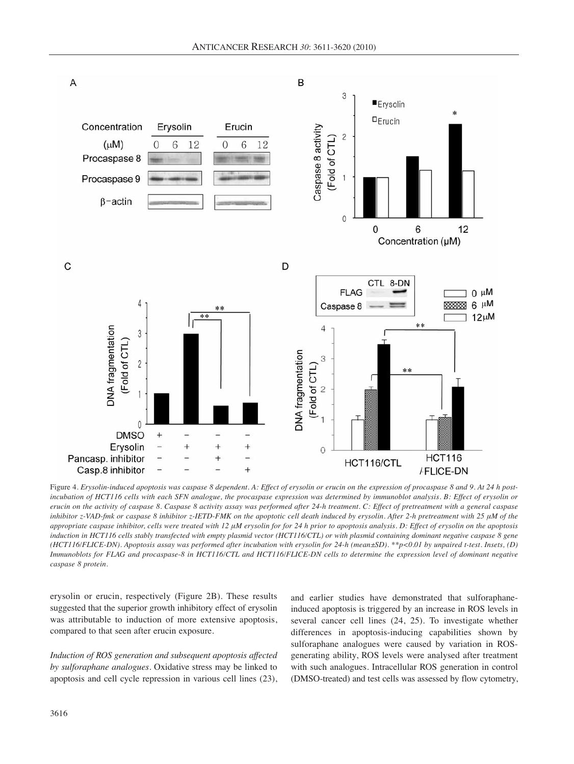Figure 4. *Erysolin-induced apoptosis was caspase 8 dependent. A: Effect of erysolin or erucin on the expression of procaspase 8 and 9. At 24 h post-incubation of HCT116 cells with each SFN analogue, the procaspase expression was determined by immunoblot analysis. B: Effect of erysolin or erucin on the activity of caspase 8. Caspase 8 activity assay was performed after 24-h treatment. C: Effect of pretreatment with a general caspase inhibitor z-VAD-fmk or caspase 8 inhibitor z-IETD-FMK on the apoptotic cell death induced by erysolin. After 2-h pretreatment with 25 μM of the appropriate caspase inhibitor, cells were treated with 12 μM erysolin for for 24 h prior to apoptosis analysis. D: Effect of erysolin on the apoptosis induction in HCT116 cells stably transfected with empty plasmid vector (HCT116/CTL) or with plasmid containing dominant negative caspase 8 gene (HCT116/FLICE-DN). Apoptosis assay was performed after incubation with erysolin for 24-h (mean±SD). **p<0.01 by unpaired t-test. Insets, (D) Immunoblots for FLAG and procaspase-8 in HCT116/CTL and HCT116/FLICE-DN cells to determine the expression level of dominant negative caspase 8 protein.*

erysolin or erucin, respectively (Figure 2B). These results suggested that the superior growth inhibitory effect of erysolin was attributable to induction of more extensive apoptosis, compared to that seen after erucin exposure.

*Induction of ROS generation and subsequent apoptosis affected by sulforaphane analogues.* Oxidative stress may be linked to apoptosis and cell cycle repression in various cell lines (23), and earlier studies have demonstrated that sulforaphane-induced apoptosis is triggered by an increase in ROS levels in several cancer cell lines (24, 25). To investigate whether differences in apoptosis-inducing capabilities shown by sulforaphane analogues were caused by variation in ROS-generating ability, ROS levels were analysed after treatment with such analogues. Intracellular ROS generation in control (DMSO-treated) and test cells was assessed by flow cytometry,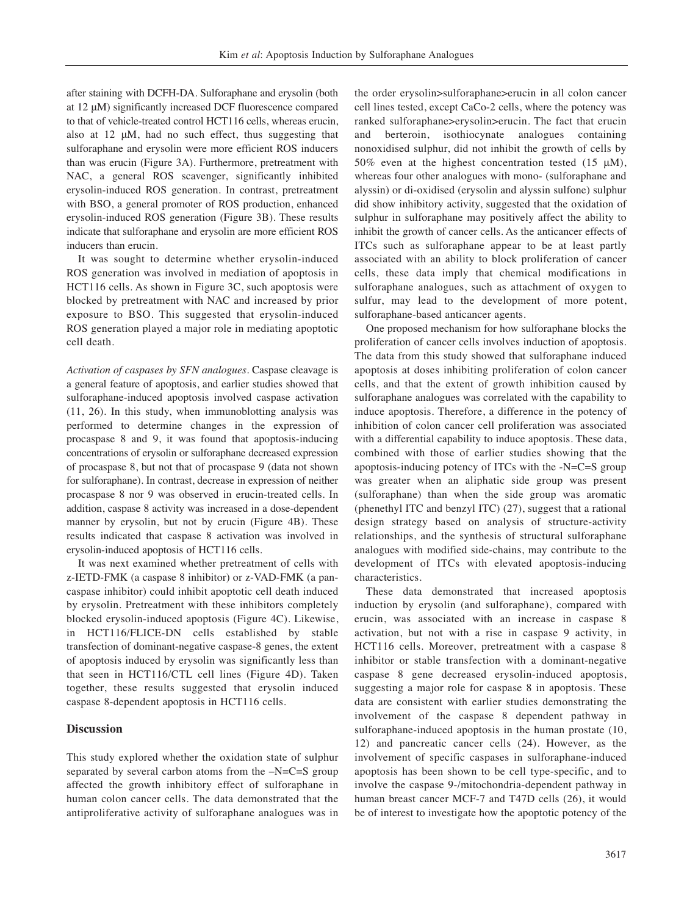after staining with DCFH-DA. Sulforaphane and erysolin (both at 12 μM) significantly increased DCF fluorescence compared to that of vehicle-treated control HCT116 cells, whereas erucin, also at 12 μM, had no such effect, thus suggesting that sulforaphane and erysolin were more efficient ROS inducers than was erucin (Figure 3A). Furthermore, pretreatment with NAC, a general ROS scavenger, significantly inhibited erysolin-induced ROS generation. In contrast, pretreatment with BSO, a general promoter of ROS production, enhanced erysolin-induced ROS generation (Figure 3B). These results indicate that sulforaphane and erysolin are more efficient ROS inducers than erucin.

It was sought to determine whether erysolin-induced ROS generation was involved in mediation of apoptosis in HCT116 cells. As shown in Figure 3C, such apoptosis were blocked by pretreatment with NAC and increased by prior exposure to BSO. This suggested that erysolin-induced ROS generation played a major role in mediating apoptotic cell death.

*Activation of caspases by SFN analogues*. Caspase cleavage is a general feature of apoptosis, and earlier studies showed that sulforaphane-induced apoptosis involved caspase activation (11, 26). In this study, when immunoblotting analysis was performed to determine changes in the expression of procaspase 8 and 9, it was found that apoptosis-inducing concentrations of erysolin or sulforaphane decreased expression of procaspase 8, but not that of procaspase 9 (data not shown for sulforaphane). In contrast, decrease in expression of neither procaspase 8 nor 9 was observed in erucin-treated cells. In addition, caspase 8 activity was increased in a dose-dependent manner by erysolin, but not by erucin (Figure 4B). These results indicated that caspase 8 activation was involved in erysolin-induced apoptosis of HCT116 cells.

It was next examined whether pretreatment of cells with z-IETD-FMK (a caspase 8 inhibitor) or z-VAD-FMK (a pan-caspase inhibitor) could inhibit apoptotic cell death induced by erysolin. Pretreatment with these inhibitors completely blocked erysolin-induced apoptosis (Figure 4C). Likewise, in HCT116/FLICE-DN cells established by stable transfection of dominant-negative caspase-8 genes, the extent of apoptosis induced by erysolin was significantly less than that seen in HCT116/CTL cell lines (Figure 4D). Taken together, these results suggested that erysolin induced caspase 8-dependent apoptosis in HCT116 cells.

## Discussion

This study explored whether the oxidation state of sulphur separated by several carbon atoms from the –N=C=S group affected the growth inhibitory effect of sulforaphane in human colon cancer cells. The data demonstrated that the antiproliferative activity of sulforaphane analogues was in the order erysolin>sulforaphane>erucin in all colon cancer cell lines tested, except CaCo-2 cells, where the potency was ranked sulforaphane>erysolin>erucin. The fact that erucin and berteroin, isothiocyanate analogues containing nonoxidised sulphur, did not inhibit the growth of cells by 50% even at the highest concentration tested (15 μM), whereas four other analogues with mono- (sulforaphane and alyssin) or di-oxidised (erysolin and alyssin sulfone) sulphur did show inhibitory activity, suggested that the oxidation of sulphur in sulforaphane may positively affect the ability to inhibit the growth of cancer cells. As the anticancer effects of ITCs such as sulforaphane appear to be at least partly associated with an ability to block proliferation of cancer cells, these data imply that chemical modifications in sulforaphane analogues, such as attachment of oxygen to sulfur, may lead to the development of more potent, sulforaphane-based anticancer agents.

One proposed mechanism for how sulforaphane blocks the proliferation of cancer cells involves induction of apoptosis. The data from this study showed that sulforaphane induced apoptosis at doses inhibiting proliferation of colon cancer cells, and that the extent of growth inhibition caused by sulforaphane analogues was correlated with the capability to induce apoptosis. Therefore, a difference in the potency of inhibition of colon cancer cell proliferation was associated with a differential capability to induce apoptosis. These data, combined with those of earlier studies showing that the apoptosis-inducing potency of ITCs with the -N=C=S group was greater when an aliphatic side group was present (sulforaphane) than when the side group was aromatic (phenethyl ITC and benzyl ITC) (27), suggest that a rational design strategy based on analysis of structure-activity relationships, and the synthesis of structural sulforaphane analogues with modified side-chains, may contribute to the development of ITCs with elevated apoptosis-inducing characteristics.

These data demonstrated that increased apoptosis induction by erysolin (and sulforaphane), compared with erucin, was associated with an increase in caspase 8 activation, but not with a rise in caspase 9 activity, in HCT116 cells. Moreover, pretreatment with a caspase 8 inhibitor or stable transfection with a dominant-negative caspase 8 gene decreased erysolin-induced apoptosis, suggesting a major role for caspase 8 in apoptosis. These data are consistent with earlier studies demonstrating the involvement of the caspase 8 dependent pathway in sulforaphane-induced apoptosis in the human prostate (10, 12) and pancreatic cancer cells (24). However, as the involvement of specific caspases in sulforaphane-induced apoptosis has been shown to be cell type-specific, and to involve the caspase 9-/mitochondria-dependent pathway in human breast cancer MCF-7 and T47D cells (26), it would be of interest to investigate how the apoptotic potency of the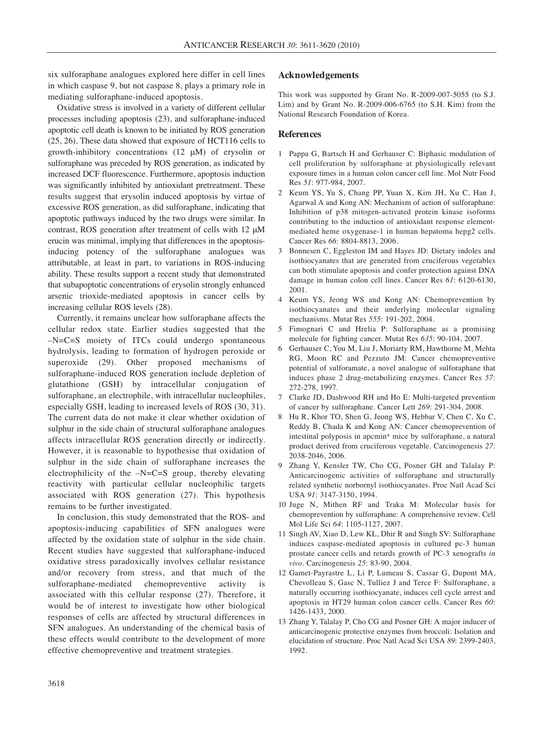six sulforaphane analogues explored here differ in cell lines in which caspase 9, but not caspase 8, plays a primary role in mediating sulforaphane-induced apoptosis.

Oxidative stress is involved in a variety of different cellular processes including apoptosis (23), and sulforaphane-induced apoptotic cell death is known to be initiated by ROS generation (25, 26). These data showed that exposure of HCT116 cells to growth-inhibitory concentrations (12 μM) of erysolin or sulforaphane was preceded by ROS generation, as indicated by increased DCF fluorescence. Furthermore, apoptosis induction was significantly inhibited by antioxidant pretreatment. These results suggest that erysolin induced apoptosis by virtue of excessive ROS generation, as did sulforaphane, indicating that apoptotic pathways induced by the two drugs were similar. In contrast, ROS generation after treatment of cells with 12 μM erucin was minimal, implying that differences in the apoptosis-inducing potency of the sulforaphane analogues was attributable, at least in part, to variations in ROS-inducing ability. These results support a recent study that demonstrated that subapoptotic concentrations of erysolin strongly enhanced arsenic trioxide-mediated apoptosis in cancer cells by increasing cellular ROS levels (28).

Currently, it remains unclear how sulforaphane affects the cellular redox state. Earlier studies suggested that the –N=C=S moiety of ITCs could undergo spontaneous hydrolysis, leading to formation of hydrogen peroxide or superoxide (29). Other proposed mechanisms of sulforaphane-induced ROS generation include depletion of glutathione (GSH) by intracellular conjugation of sulforaphane, an electrophile, with intracellular nucleophiles, especially GSH, leading to increased levels of ROS (30, 31). The current data do not make it clear whether oxidation of sulphur in the side chain of structural sulforaphane analogues affects intracellular ROS generation directly or indirectly. However, it is reasonable to hypothesise that oxidation of sulphur in the side chain of sulforaphane increases the electrophilicity of the –N=C=S group, thereby elevating reactivity with particular cellular nucleophilic targets associated with ROS generation (27). This hypothesis remains to be further investigated.

In conclusion, this study demonstrated that the ROS- and apoptosis-inducing capabilities of SFN analogues were affected by the oxidation state of sulphur in the side chain. Recent studies have suggested that sulforaphane-induced oxidative stress paradoxically involves cellular resistance and/or recovery from stress, and that much of the sulforaphane-mediated chemopreventive activity is associated with this cellular response (27). Therefore, it would be of interest to investigate how other biological responses of cells are affected by structural differences in SFN analogues. An understanding of the chemical basis of these effects would contribute to the development of more effective chemopreventive and treatment strategies.

## Acknowledgements

This work was supported by Grant No. R-2009-007-5055 (to S.J. Lim) and by Grant No. R-2009-006-6765 (to S.H. Kim) from the National Research Foundation of Korea.

## References

1. Pappa G, Bartsch H and Gerhauser C: Biphasic modulation of cell proliferation by sulforaphane at physiologically relevant exposure times in a human colon cancer cell line. Mol Nutr Food Res *51*: 977-984, 2007.
2. Keum YS, Yu S, Chang PP, Yuan X, Kim JH, Xu C, Han J, Agarwal A and Kong AN: Mechanism of action of sulforaphane: Inhibition of p38 mitogen-activated protein kinase isoforms contributing to the induction of antioxidant response element-mediated heme oxygenase-1 in human hepatoma hepg2 cells. Cancer Res *66*: 8804-8813, 2006.
3. Bonnesen C, Eggleston IM and Hayes JD: Dietary indoles and isothiocyanates that are generated from cruciferous vegetables can both stimulate apoptosis and confer protection against DNA damage in human colon cell lines. Cancer Res *61*: 6120-6130, 2001.
4. Keum YS, Jeong WS and Kong AN: Chemoprevention by isothiocyanates and their underlying molecular signaling mechanisms. Mutat Res *555*: 191-202, 2004.
5. Fimognari C and Hrelia P: Sulforaphane as a promising molecule for fighting cancer. Mutat Res *635*: 90-104, 2007.
6. Gerhauser C, You M, Liu J, Moriarty RM, Hawthorne M, Mehta RG, Moon RC and Pezzuto JM: Cancer chemopreventive potential of sulforamate, a novel analogue of sulforaphane that induces phase 2 drug-metabolizing enzymes. Cancer Res *57*: 272-278, 1997.
7. Clarke JD, Dashwood RH and Ho E: Multi-targeted prevention of cancer by sulforaphane. Cancer Lett *269*: 291-304, 2008.
8. Hu R, Khor TO, Shen G, Jeong WS, Hebbar V, Chen C, Xu C, Reddy B, Chada K and Kong AN: Cancer chemoprevention of intestinal polyposis in apcmin+ mice by sulforaphane, a natural product derived from cruciferous vegetable. Carcinogenesis *27*: 2038-2046, 2006.
9. Zhang Y, Kensler TW, Cho CG, Posner GH and Talalay P: Anticarcinogenic activities of sulforaphane and structurally related synthetic norbornyl isothiocyanates. Proc Natl Acad Sci USA *91*: 3147-3150, 1994.
10. Juge N, Mithen RF and Traka M: Molecular basis for chemoprevention by sulforaphane: A comprehensive review. Cell Mol Life Sci *64*: 1105-1127, 2007.
11. Singh AV, Xiao D, Lew KL, Dhir R and Singh SV: Sulforaphane induces caspase-mediated apoptosis in cultured pc-3 human prostate cancer cells and retards growth of PC-3 xenografts *in vivo*. Carcinogenesis *25*: 83-90, 2004.
12. Gamet-Payrastre L, Li P, Lumeau S, Cassar G, Dupont MA, Chevolleau S, Gasc N, Tulliez J and Terce F: Sulforaphane, a naturally occurring isothiocyanate, induces cell cycle arrest and apoptosis in HT29 human colon cancer cells. Cancer Res *60*: 1426-1433, 2000.
13. Zhang Y, Talalay P, Cho CG and Posner GH: A major inducer of anticarcinogenic protective enzymes from broccoli: Isolation and elucidation of structure. Proc Natl Acad Sci USA *89*: 2399-2403, 1992.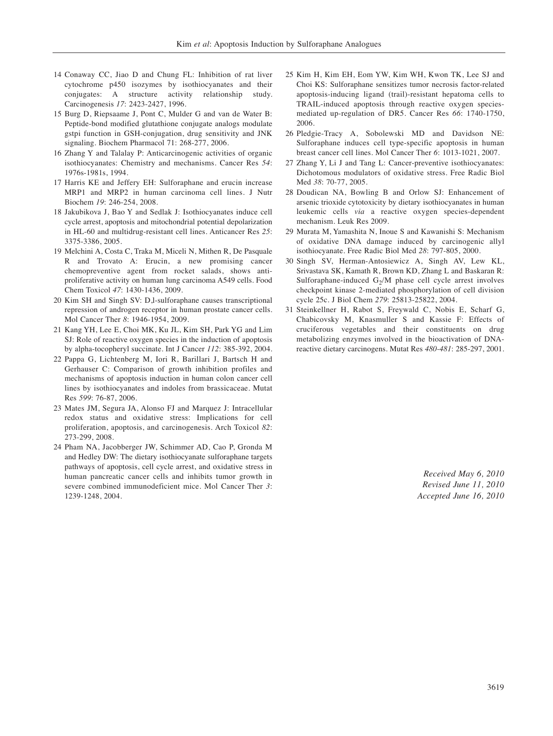14 Conaway CC, Jiao D and Chung FL: Inhibition of rat liver cytochrome p450 isozymes by isothiocyanates and their conjugates: A structure activity relationship study. Carcinogenesis *17*: 2423-2427, 1996.

15 Burg D, Riepsaame J, Pont C, Mulder G and van de Water B: Peptide-bond modified glutathione conjugate analogs modulate gstpi function in GSH-conjugation, drug sensitivity and JNK signaling. Biochem Pharmacol 71: 268-277, 2006.

16 Zhang Y and Talalay P: Anticarcinogenic activities of organic isothiocyanates: Chemistry and mechanisms. Cancer Res *54*: 1976s-1981s, 1994.

17 Harris KE and Jeffery EH: Sulforaphane and erucin increase MRP1 and MRP2 in human carcinoma cell lines. J Nutr Biochem *19*: 246-254, 2008.

18 Jakubikova J, Bao Y and Sedlak J: Isothiocyanates induce cell cycle arrest, apoptosis and mitochondrial potential depolarization in HL-60 and multidrug-resistant cell lines. Anticancer Res *25*: 3375-3386, 2005.

19 Melchini A, Costa C, Traka M, Miceli N, Mithen R, De Pasquale R and Trovato A: Erucin, a new promising cancer chemopreventive agent from rocket salads, shows anti-proliferative activity on human lung carcinoma A549 cells. Food Chem Toxicol *47*: 1430-1436, 2009.

20 Kim SH and Singh SV: D,l-sulforaphane causes transcriptional repression of androgen receptor in human prostate cancer cells. Mol Cancer Ther *8*: 1946-1954, 2009.

21 Kang YH, Lee E, Choi MK, Ku JL, Kim SH, Park YG and Lim SJ: Role of reactive oxygen species in the induction of apoptosis by alpha-tocopheryl succinate. Int J Cancer *112*: 385-392, 2004.

22 Pappa G, Lichtenberg M, Iori R, Barillari J, Bartsch H and Gerhauser C: Comparison of growth inhibition profiles and mechanisms of apoptosis induction in human colon cancer cell lines by isothiocyanates and indoles from brassicaceae. Mutat Res *599*: 76-87, 2006.

23 Mates JM, Segura JA, Alonso FJ and Marquez J: Intracellular redox status and oxidative stress: Implications for cell proliferation, apoptosis, and carcinogenesis. Arch Toxicol *82*: 273-299, 2008.

24 Pham NA, Jacobberger JW, Schimmer AD, Cao P, Gronda M and Hedley DW: The dietary isothiocyanate sulforaphane targets pathways of apoptosis, cell cycle arrest, and oxidative stress in human pancreatic cancer cells and inhibits tumor growth in severe combined immunodeficient mice. Mol Cancer Ther *3*: 1239-1248, 2004.

25 Kim H, Kim EH, Eom YW, Kim WH, Kwon TK, Lee SJ and Choi KS: Sulforaphane sensitizes tumor necrosis factor-related apoptosis-inducing ligand (trail)-resistant hepatoma cells to TRAIL-induced apoptosis through reactive oxygen species-mediated up-regulation of DR5. Cancer Res *66*: 1740-1750, 2006.

26 Pledgie-Tracy A, Sobolewski MD and Davidson NE: Sulforaphane induces cell type-specific apoptosis in human breast cancer cell lines. Mol Cancer Ther *6*: 1013-1021, 2007.

27 Zhang Y, Li J and Tang L: Cancer-preventive isothiocyanates: Dichotomous modulators of oxidative stress. Free Radic Biol Med *38*: 70-77, 2005.

28 Doudican NA, Bowling B and Orlow SJ: Enhancement of arsenic trioxide cytotoxicity by dietary isothiocyanates in human leukemic cells *via* a reactive oxygen species-dependent mechanism. Leuk Res 2009.

29 Murata M, Yamashita N, Inoue S and Kawanishi S: Mechanism of oxidative DNA damage induced by carcinogenic allyl isothiocyanate. Free Radic Biol Med *28*: 797-805, 2000.

30 Singh SV, Herman-Antosiewicz A, Singh AV, Lew KL, Srivastava SK, Kamath R, Brown KD, Zhang L and Baskaran R: Sulforaphane-induced $G_2$/M phase cell cycle arrest involves checkpoint kinase 2-mediated phosphorylation of cell division cycle 25c. J Biol Chem *279*: 25813-25822, 2004.

31 Steinkellner H, Rabot S, Freywald C, Nobis E, Scharf G, Chabicovsky M, Knasmuller S and Kassie F: Effects of cruciferous vegetables and their constituents on drug metabolizing enzymes involved in the bioactivation of DNA-reactive dietary carcinogens. Mutat Res *480-481*: 285-297, 2001.

*Received May 6, 2010*
*Revised June 11, 2010*
*Accepted June 16, 2010*